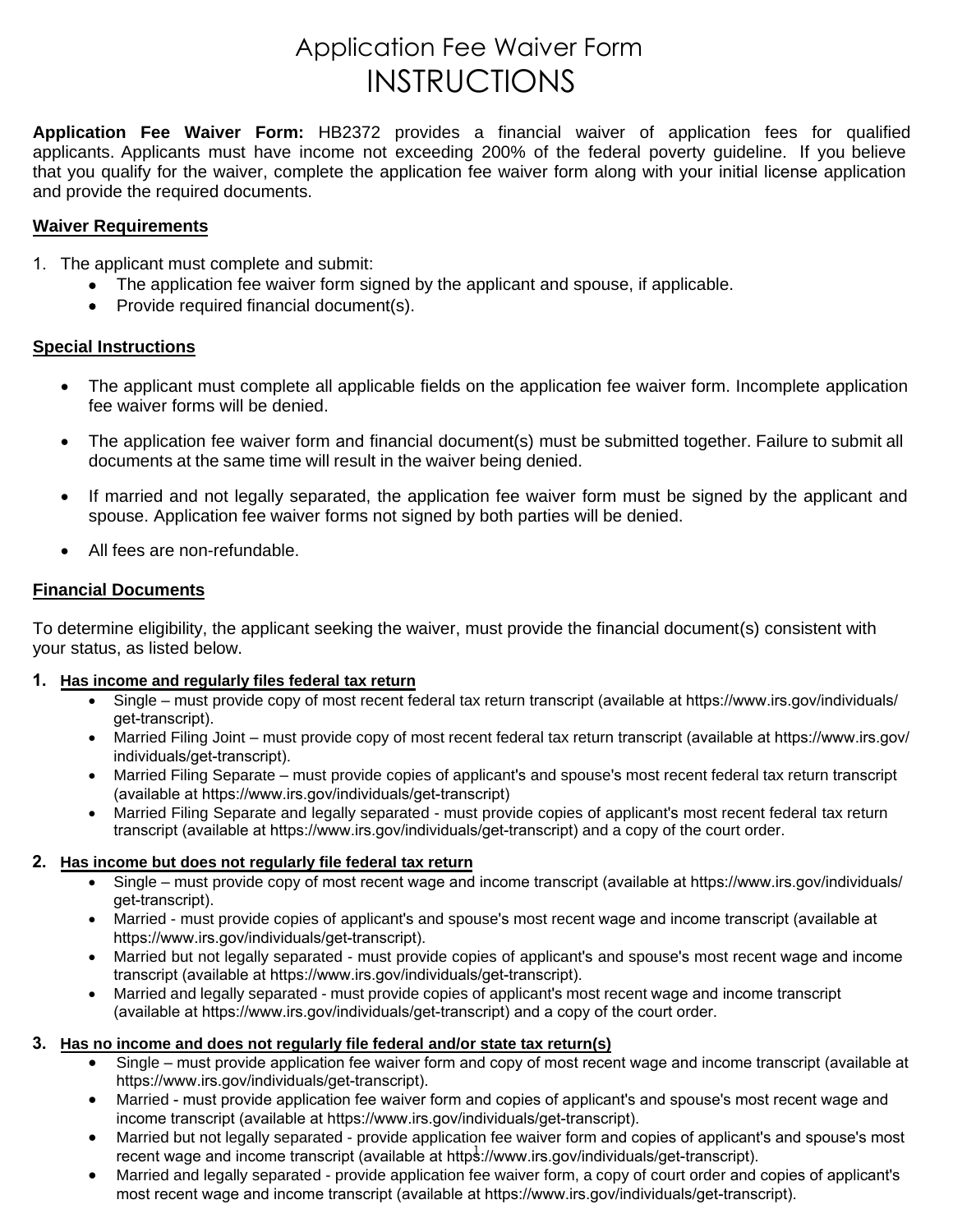# Application Fee Waiver Form
# INSTRUCTIONS

**Application Fee Waiver Form:** HB2372 provides a financial waiver of application fees for qualified applicants. Applicants must have income not exceeding 200% of the federal poverty guideline. If you believe that you qualify for the waiver, complete the application fee waiver form along with your initial license application and provide the required documents.

## Waiver Requirements

1. The applicant must complete and submit:
   - The application fee waiver form signed by the applicant and spouse, if applicable.
   - Provide required financial document(s).

## Special Instructions

- The applicant must complete all applicable fields on the application fee waiver form. Incomplete application fee waiver forms will be denied.
- The application fee waiver form and financial document(s) must be submitted together. Failure to submit all documents at the same time will result in the waiver being denied.
- If married and not legally separated, the application fee waiver form must be signed by the applicant and spouse. Application fee waiver forms not signed by both parties will be denied.
- All fees are non-refundable.

## Financial Documents

To determine eligibility, the applicant seeking the waiver, must provide the financial document(s) consistent with your status, as listed below.

1. **Has income and regularly files federal tax return**
   - Single – must provide copy of most recent federal tax return transcript (available at https://www.irs.gov/individuals/get-transcript).
   - Married Filing Joint – must provide copy of most recent federal tax return transcript (available at https://www.irs.gov/individuals/get-transcript).
   - Married Filing Separate – must provide copies of applicant's and spouse's most recent federal tax return transcript (available at https://www.irs.gov/individuals/get-transcript)
   - Married Filing Separate and legally separated - must provide copies of applicant's most recent federal tax return transcript (available at https://www.irs.gov/individuals/get-transcript) and a copy of the court order.

2. **Has income but does not regularly file federal tax return**
   - Single – must provide copy of most recent wage and income transcript (available at https://www.irs.gov/individuals/get-transcript).
   - Married - must provide copies of applicant's and spouse's most recent wage and income transcript (available at https://www.irs.gov/individuals/get-transcript).
   - Married but not legally separated - must provide copies of applicant's and spouse's most recent wage and income transcript (available at https://www.irs.gov/individuals/get-transcript).
   - Married and legally separated - must provide copies of applicant's most recent wage and income transcript (available at https://www.irs.gov/individuals/get-transcript) and a copy of the court order.

3. **Has no income and does not regularly file federal and/or state tax return(s)**
   - Single – must provide application fee waiver form and copy of most recent wage and income transcript (available at https://www.irs.gov/individuals/get-transcript).
   - Married - must provide application fee waiver form and copies of applicant's and spouse's most recent wage and income transcript (available at https://www.irs.gov/individuals/get-transcript).
   - Married but not legally separated - provide application fee waiver form and copies of applicant's and spouse's most recent wage and income transcript (available at https://www.irs.gov/individuals/get-transcript).
   - Married and legally separated - provide application fee waiver form, a copy of court order and copies of applicant's most recent wage and income transcript (available at https://www.irs.gov/individuals/get-transcript).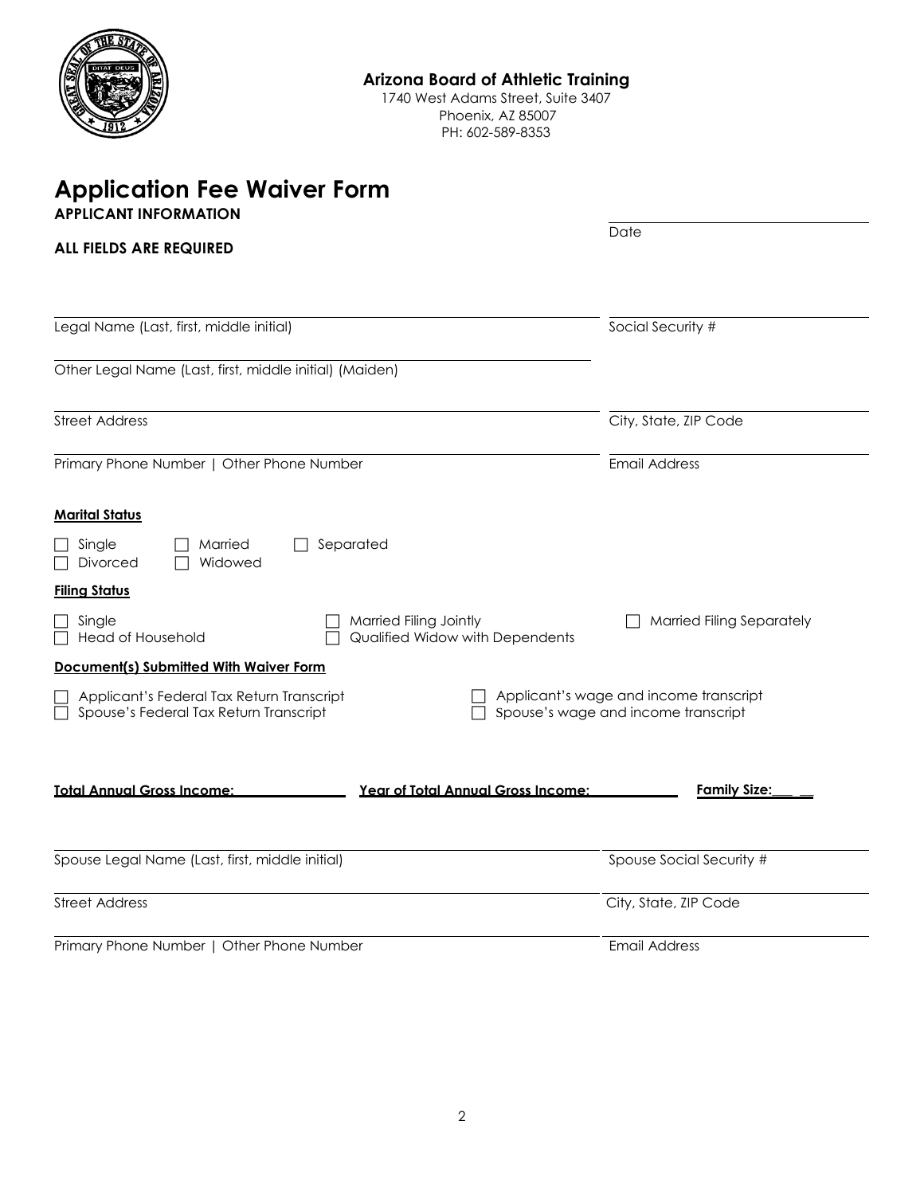**Arizona Board of Athletic Training**
1740 West Adams Street, Suite 3407
Phoenix, AZ 85007
PH: 602-589-8353

# Application Fee Waiver Form

**APPLICANT INFORMATION**

**ALL FIELDS ARE REQUIRED**

Date: ____________________

Legal Name (Last, first, middle initial): ____________________ Social Security #: ____________________

Other Legal Name (Last, first, middle initial) (Maiden): ____________________

Street Address: ____________________ City, State, ZIP Code: ____________________

Primary Phone Number | Other Phone Number: ____________________ Email Address: ____________________

**Marital Status**

- ☐ Single
- ☐ Married
- ☐ Separated
- ☐ Divorced
- ☐ Widowed

**Filing Status**

- ☐ Single
- ☐ Head of Household
- ☐ Married Filing Jointly
- ☐ Qualified Widow with Dependents
- ☐ Married Filing Separately

**Document(s) Submitted With Waiver Form**

- ☐ Applicant's Federal Tax Return Transcript
- ☐ Spouse's Federal Tax Return Transcript
- ☐ Applicant's wage and income transcript
- ☐ Spouse's wage and income transcript

**Total Annual Gross Income:** ______________ **Year of Total Annual Gross Income:** ____________ **Family Size:** _____

Spouse Legal Name (Last, first, middle initial): ____________________ Spouse Social Security #: ____________________

Street Address: ____________________ City, State, ZIP Code: ____________________

Primary Phone Number | Other Phone Number: ____________________ Email Address: ____________________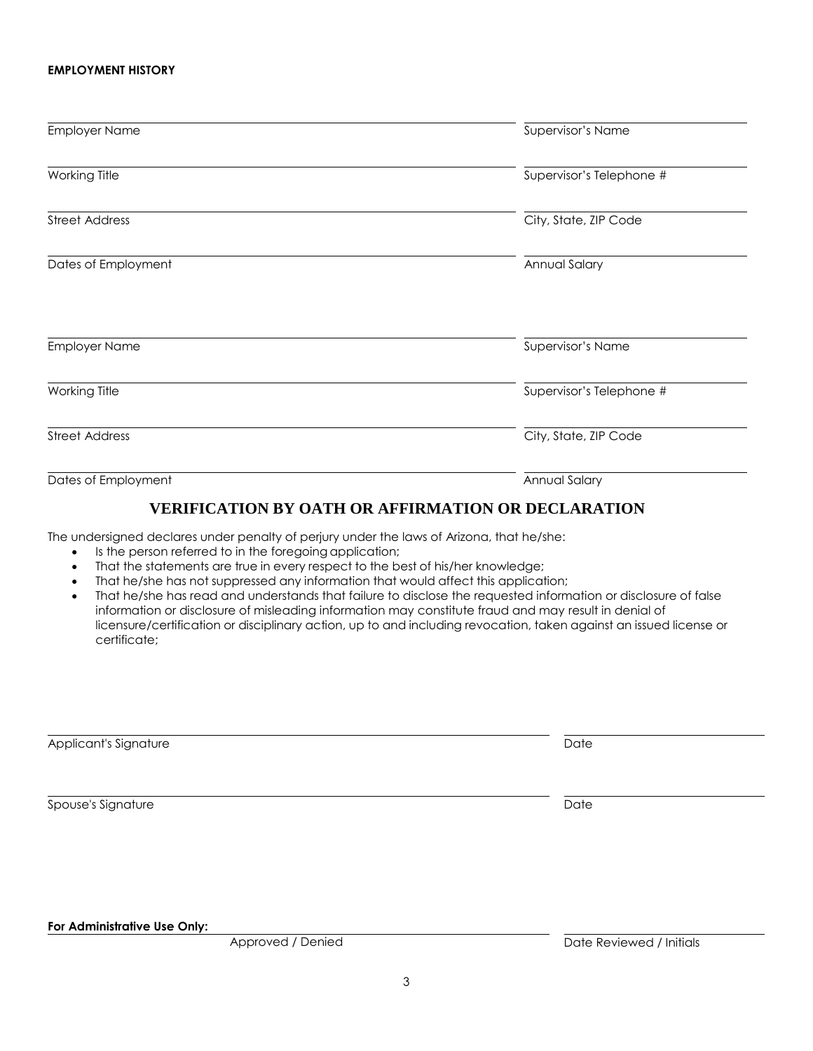**EMPLOYMENT HISTORY**

| | |
|---|---|
| Employer Name | Supervisor's Name |
| Working Title | Supervisor's Telephone # |
| Street Address | City, State, ZIP Code |
| Dates of Employment | Annual Salary |

| | |
|---|---|
| Employer Name | Supervisor's Name |
| Working Title | Supervisor's Telephone # |
| Street Address | City, State, ZIP Code |
| Dates of Employment | Annual Salary |

## VERIFICATION BY OATH OR AFFIRMATION OR DECLARATION

The undersigned declares under penalty of perjury under the laws of Arizona, that he/she:

- Is the person referred to in the foregoing application;
- That the statements are true in every respect to the best of his/her knowledge;
- That he/she has not suppressed any information that would affect this application;
- That he/she has read and understands that failure to disclose the requested information or disclosure of false information or disclosure of misleading information may constitute fraud and may result in denial of licensure/certification or disciplinary action, up to and including revocation, taken against an issued license or certificate;

| | |
|---|---|
| Applicant's Signature | Date |
| Spouse's Signature | Date |

**For Administrative Use Only:**

| | |
|---|---|
| Approved / Denied | Date Reviewed / Initials |